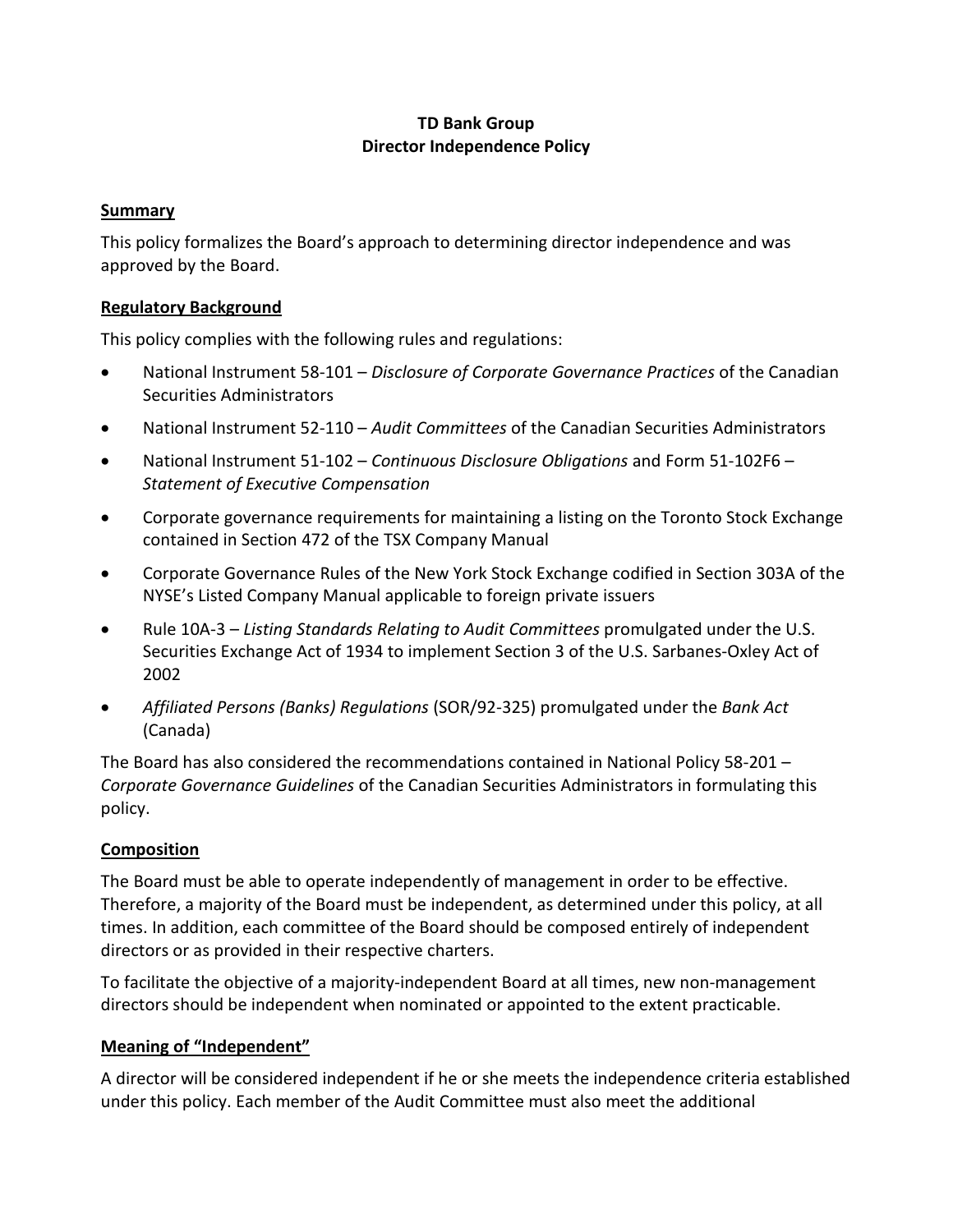**TD Bank Group**
**Director Independence Policy**

## Summary

This policy formalizes the Board's approach to determining director independence and was approved by the Board.

## Regulatory Background

This policy complies with the following rules and regulations:

- National Instrument 58-101 – *Disclosure of Corporate Governance Practices* of the Canadian Securities Administrators
- National Instrument 52-110 – *Audit Committees* of the Canadian Securities Administrators
- National Instrument 51-102 – *Continuous Disclosure Obligations* and Form 51-102F6 – *Statement of Executive Compensation*
- Corporate governance requirements for maintaining a listing on the Toronto Stock Exchange contained in Section 472 of the TSX Company Manual
- Corporate Governance Rules of the New York Stock Exchange codified in Section 303A of the NYSE's Listed Company Manual applicable to foreign private issuers
- Rule 10A-3 – *Listing Standards Relating to Audit Committees* promulgated under the U.S. Securities Exchange Act of 1934 to implement Section 3 of the U.S. Sarbanes-Oxley Act of 2002
- *Affiliated Persons (Banks) Regulations* (SOR/92-325) promulgated under the *Bank Act* (Canada)

The Board has also considered the recommendations contained in National Policy 58-201 – *Corporate Governance Guidelines* of the Canadian Securities Administrators in formulating this policy.

## Composition

The Board must be able to operate independently of management in order to be effective. Therefore, a majority of the Board must be independent, as determined under this policy, at all times. In addition, each committee of the Board should be composed entirely of independent directors or as provided in their respective charters.

To facilitate the objective of a majority-independent Board at all times, new non-management directors should be independent when nominated or appointed to the extent practicable.

## Meaning of "Independent"

A director will be considered independent if he or she meets the independence criteria established under this policy. Each member of the Audit Committee must also meet the additional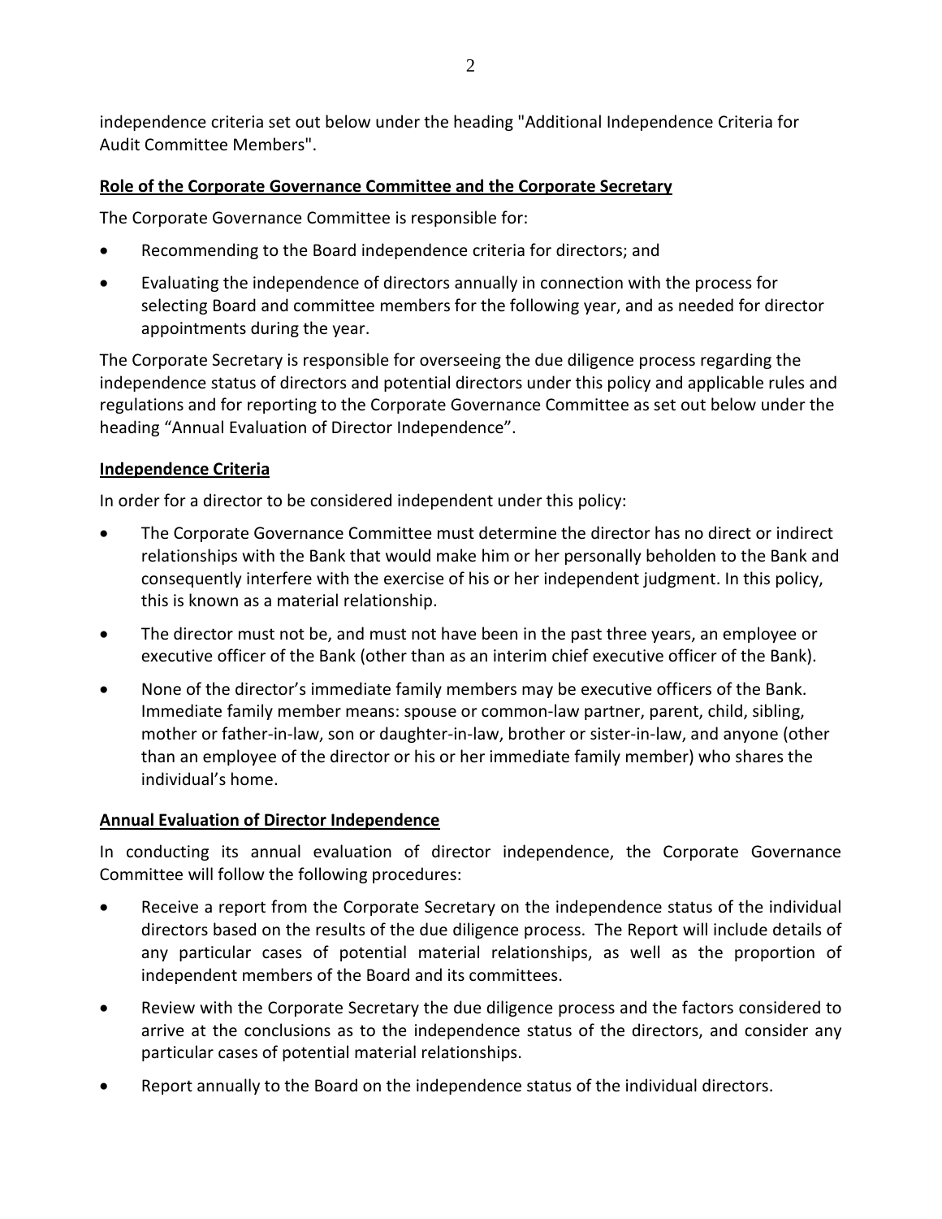independence criteria set out below under the heading "Additional Independence Criteria for Audit Committee Members".

## Role of the Corporate Governance Committee and the Corporate Secretary

The Corporate Governance Committee is responsible for:

- Recommending to the Board independence criteria for directors; and
- Evaluating the independence of directors annually in connection with the process for selecting Board and committee members for the following year, and as needed for director appointments during the year.

The Corporate Secretary is responsible for overseeing the due diligence process regarding the independence status of directors and potential directors under this policy and applicable rules and regulations and for reporting to the Corporate Governance Committee as set out below under the heading "Annual Evaluation of Director Independence".

## Independence Criteria

In order for a director to be considered independent under this policy:

- The Corporate Governance Committee must determine the director has no direct or indirect relationships with the Bank that would make him or her personally beholden to the Bank and consequently interfere with the exercise of his or her independent judgment. In this policy, this is known as a material relationship.
- The director must not be, and must not have been in the past three years, an employee or executive officer of the Bank (other than as an interim chief executive officer of the Bank).
- None of the director's immediate family members may be executive officers of the Bank. Immediate family member means: spouse or common-law partner, parent, child, sibling, mother or father-in-law, son or daughter-in-law, brother or sister-in-law, and anyone (other than an employee of the director or his or her immediate family member) who shares the individual's home.

## Annual Evaluation of Director Independence

In conducting its annual evaluation of director independence, the Corporate Governance Committee will follow the following procedures:

- Receive a report from the Corporate Secretary on the independence status of the individual directors based on the results of the due diligence process. The Report will include details of any particular cases of potential material relationships, as well as the proportion of independent members of the Board and its committees.
- Review with the Corporate Secretary the due diligence process and the factors considered to arrive at the conclusions as to the independence status of the directors, and consider any particular cases of potential material relationships.
- Report annually to the Board on the independence status of the individual directors.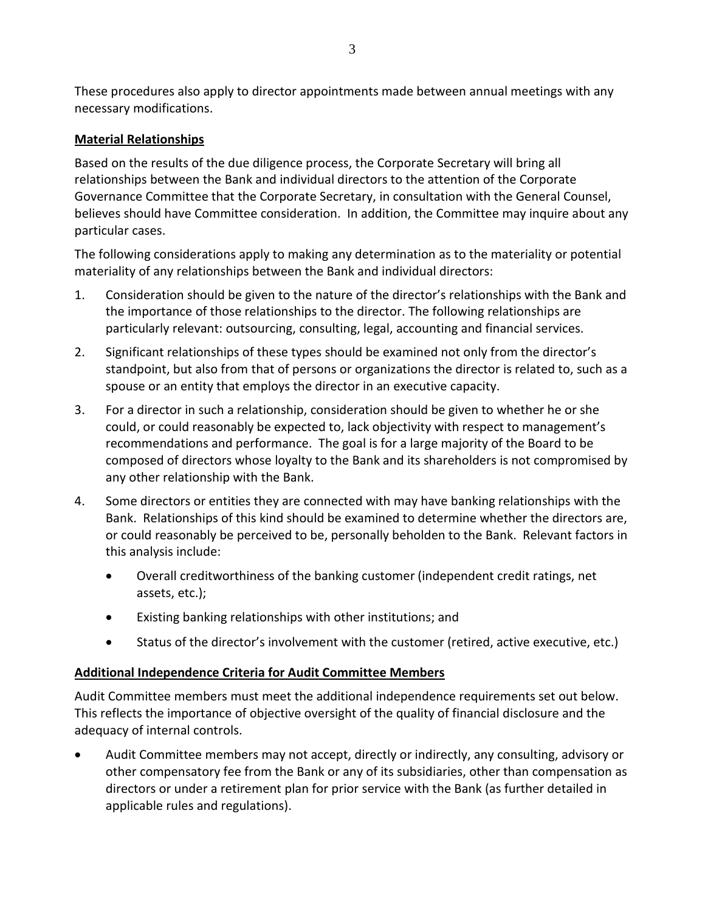These procedures also apply to director appointments made between annual meetings with any necessary modifications.

## Material Relationships

Based on the results of the due diligence process, the Corporate Secretary will bring all relationships between the Bank and individual directors to the attention of the Corporate Governance Committee that the Corporate Secretary, in consultation with the General Counsel, believes should have Committee consideration. In addition, the Committee may inquire about any particular cases.

The following considerations apply to making any determination as to the materiality or potential materiality of any relationships between the Bank and individual directors:

1. Consideration should be given to the nature of the director's relationships with the Bank and the importance of those relationships to the director. The following relationships are particularly relevant: outsourcing, consulting, legal, accounting and financial services.
2. Significant relationships of these types should be examined not only from the director's standpoint, but also from that of persons or organizations the director is related to, such as a spouse or an entity that employs the director in an executive capacity.
3. For a director in such a relationship, consideration should be given to whether he or she could, or could reasonably be expected to, lack objectivity with respect to management's recommendations and performance. The goal is for a large majority of the Board to be composed of directors whose loyalty to the Bank and its shareholders is not compromised by any other relationship with the Bank.
4. Some directors or entities they are connected with may have banking relationships with the Bank. Relationships of this kind should be examined to determine whether the directors are, or could reasonably be perceived to be, personally beholden to the Bank. Relevant factors in this analysis include:
   - Overall creditworthiness of the banking customer (independent credit ratings, net assets, etc.);
   - Existing banking relationships with other institutions; and
   - Status of the director's involvement with the customer (retired, active executive, etc.)

## Additional Independence Criteria for Audit Committee Members

Audit Committee members must meet the additional independence requirements set out below. This reflects the importance of objective oversight of the quality of financial disclosure and the adequacy of internal controls.

- Audit Committee members may not accept, directly or indirectly, any consulting, advisory or other compensatory fee from the Bank or any of its subsidiaries, other than compensation as directors or under a retirement plan for prior service with the Bank (as further detailed in applicable rules and regulations).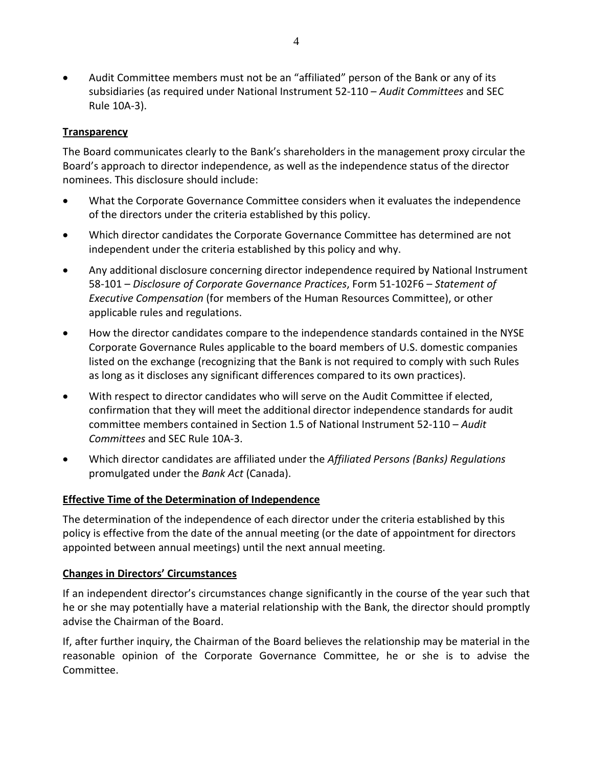- Audit Committee members must not be an "affiliated" person of the Bank or any of its subsidiaries (as required under National Instrument 52-110 – *Audit Committees* and SEC Rule 10A-3).

## Transparency

The Board communicates clearly to the Bank's shareholders in the management proxy circular the Board's approach to director independence, as well as the independence status of the director nominees. This disclosure should include:

- What the Corporate Governance Committee considers when it evaluates the independence of the directors under the criteria established by this policy.
- Which director candidates the Corporate Governance Committee has determined are not independent under the criteria established by this policy and why.
- Any additional disclosure concerning director independence required by National Instrument 58-101 – *Disclosure of Corporate Governance Practices*, Form 51-102F6 – *Statement of Executive Compensation* (for members of the Human Resources Committee), or other applicable rules and regulations.
- How the director candidates compare to the independence standards contained in the NYSE Corporate Governance Rules applicable to the board members of U.S. domestic companies listed on the exchange (recognizing that the Bank is not required to comply with such Rules as long as it discloses any significant differences compared to its own practices).
- With respect to director candidates who will serve on the Audit Committee if elected, confirmation that they will meet the additional director independence standards for audit committee members contained in Section 1.5 of National Instrument 52-110 – *Audit Committees* and SEC Rule 10A-3.
- Which director candidates are affiliated under the *Affiliated Persons (Banks) Regulations* promulgated under the *Bank Act* (Canada).

## Effective Time of the Determination of Independence

The determination of the independence of each director under the criteria established by this policy is effective from the date of the annual meeting (or the date of appointment for directors appointed between annual meetings) until the next annual meeting.

## Changes in Directors' Circumstances

If an independent director's circumstances change significantly in the course of the year such that he or she may potentially have a material relationship with the Bank, the director should promptly advise the Chairman of the Board.

If, after further inquiry, the Chairman of the Board believes the relationship may be material in the reasonable opinion of the Corporate Governance Committee, he or she is to advise the Committee.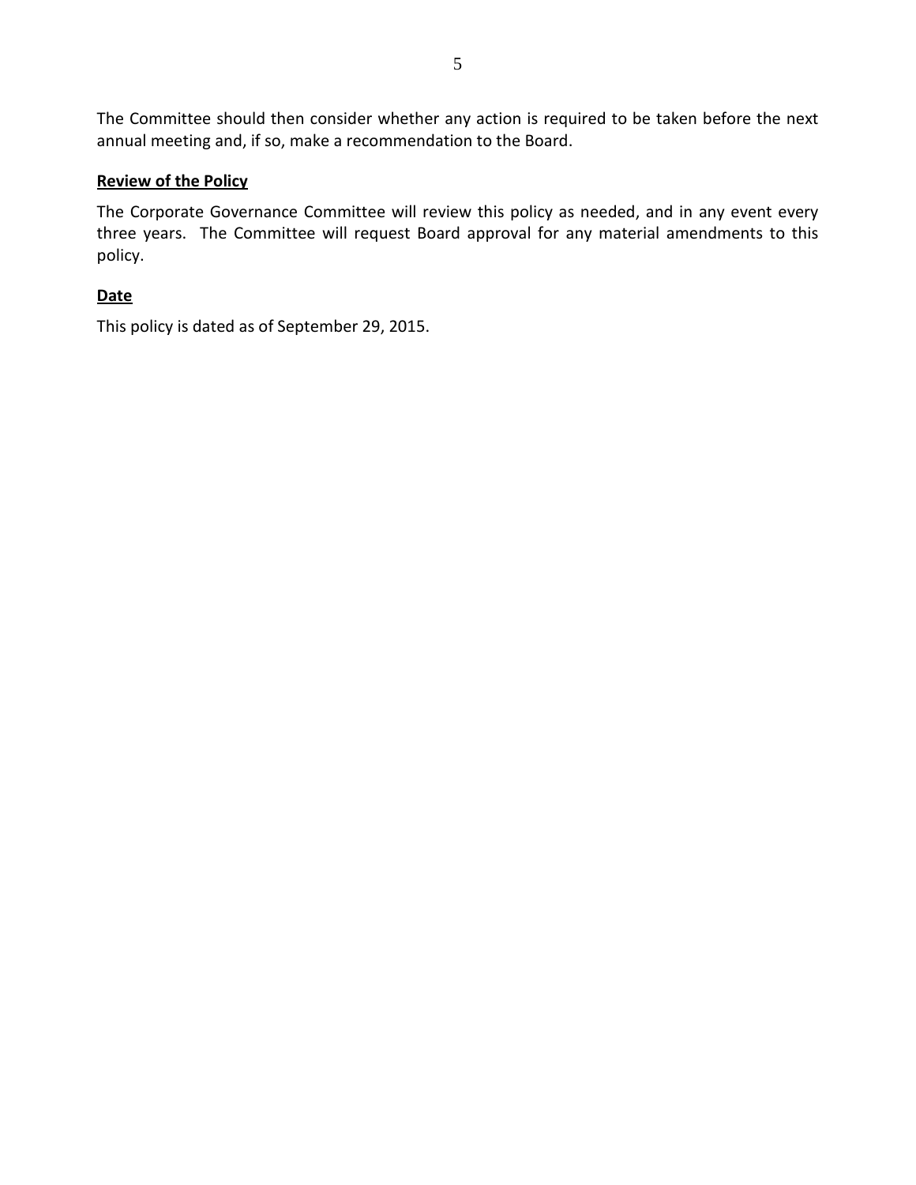The Committee should then consider whether any action is required to be taken before the next annual meeting and, if so, make a recommendation to the Board.

**Review of the Policy**

The Corporate Governance Committee will review this policy as needed, and in any event every three years. The Committee will request Board approval for any material amendments to this policy.

**Date**

This policy is dated as of September 29, 2015.